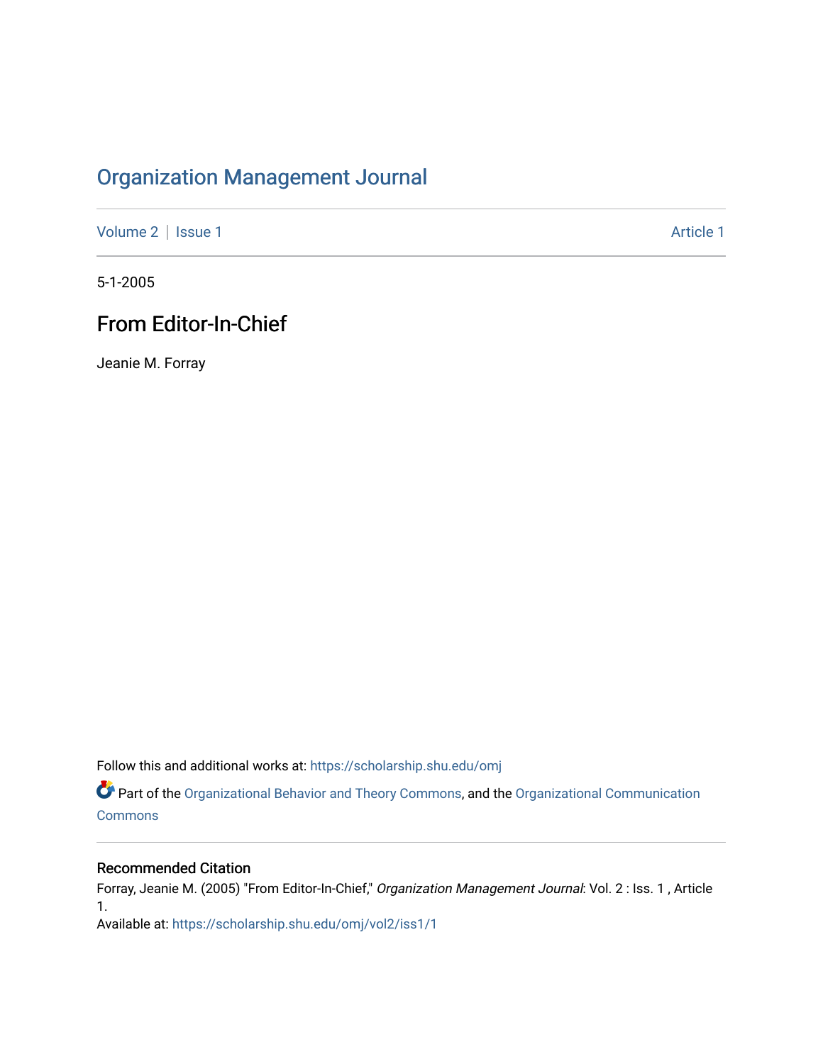# Organization Management Journal

Volume 2 | Issue 1 Article 1

5-1-2005

## From Editor-In-Chief

Jeanie M. Forray

Follow this and additional works at: https://scholarship.shu.edu/omj

Part of the Organizational Behavior and Theory Commons, and the Organizational Communication Commons

### Recommended Citation

Forray, Jeanie M. (2005) "From Editor-In-Chief," *Organization Management Journal*: Vol. 2 : Iss. 1 , Article 1.

Available at: https://scholarship.shu.edu/omj/vol2/iss1/1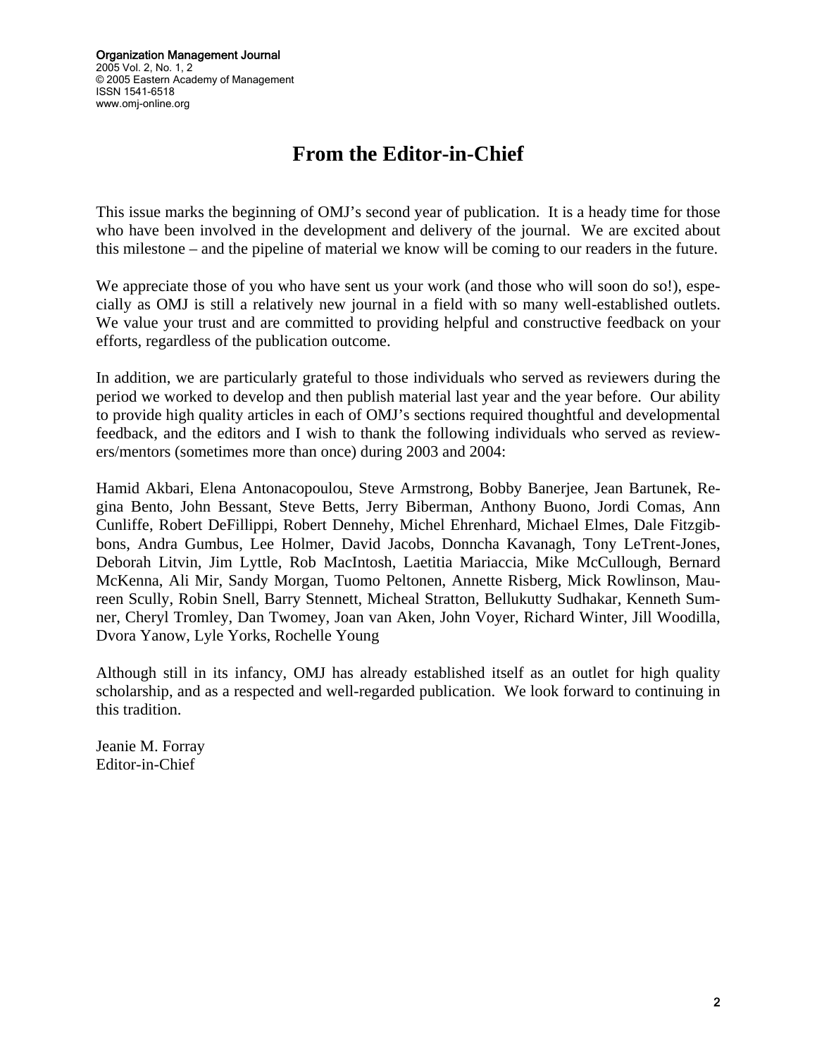# From the Editor-in-Chief

This issue marks the beginning of OMJ's second year of publication. It is a heady time for those who have been involved in the development and delivery of the journal. We are excited about this milestone – and the pipeline of material we know will be coming to our readers in the future.

We appreciate those of you who have sent us your work (and those who will soon do so!), especially as OMJ is still a relatively new journal in a field with so many well-established outlets. We value your trust and are committed to providing helpful and constructive feedback on your efforts, regardless of the publication outcome.

In addition, we are particularly grateful to those individuals who served as reviewers during the period we worked to develop and then publish material last year and the year before. Our ability to provide high quality articles in each of OMJ's sections required thoughtful and developmental feedback, and the editors and I wish to thank the following individuals who served as reviewers/mentors (sometimes more than once) during 2003 and 2004:

Hamid Akbari, Elena Antonacopoulou, Steve Armstrong, Bobby Banerjee, Jean Bartunek, Regina Bento, John Bessant, Steve Betts, Jerry Biberman, Anthony Buono, Jordi Comas, Ann Cunliffe, Robert DeFillippi, Robert Dennehy, Michel Ehrenhard, Michael Elmes, Dale Fitzgibbons, Andra Gumbus, Lee Holmer, David Jacobs, Donncha Kavanagh, Tony LeTrent-Jones, Deborah Litvin, Jim Lyttle, Rob MacIntosh, Laetitia Mariaccia, Mike McCullough, Bernard McKenna, Ali Mir, Sandy Morgan, Tuomo Peltonen, Annette Risberg, Mick Rowlinson, Maureen Scully, Robin Snell, Barry Stennett, Micheal Stratton, Bellukutty Sudhakar, Kenneth Sumner, Cheryl Tromley, Dan Twomey, Joan van Aken, John Voyer, Richard Winter, Jill Woodilla, Dvora Yanow, Lyle Yorks, Rochelle Young

Although still in its infancy, OMJ has already established itself as an outlet for high quality scholarship, and as a respected and well-regarded publication. We look forward to continuing in this tradition.

Jeanie M. Forray
Editor-in-Chief